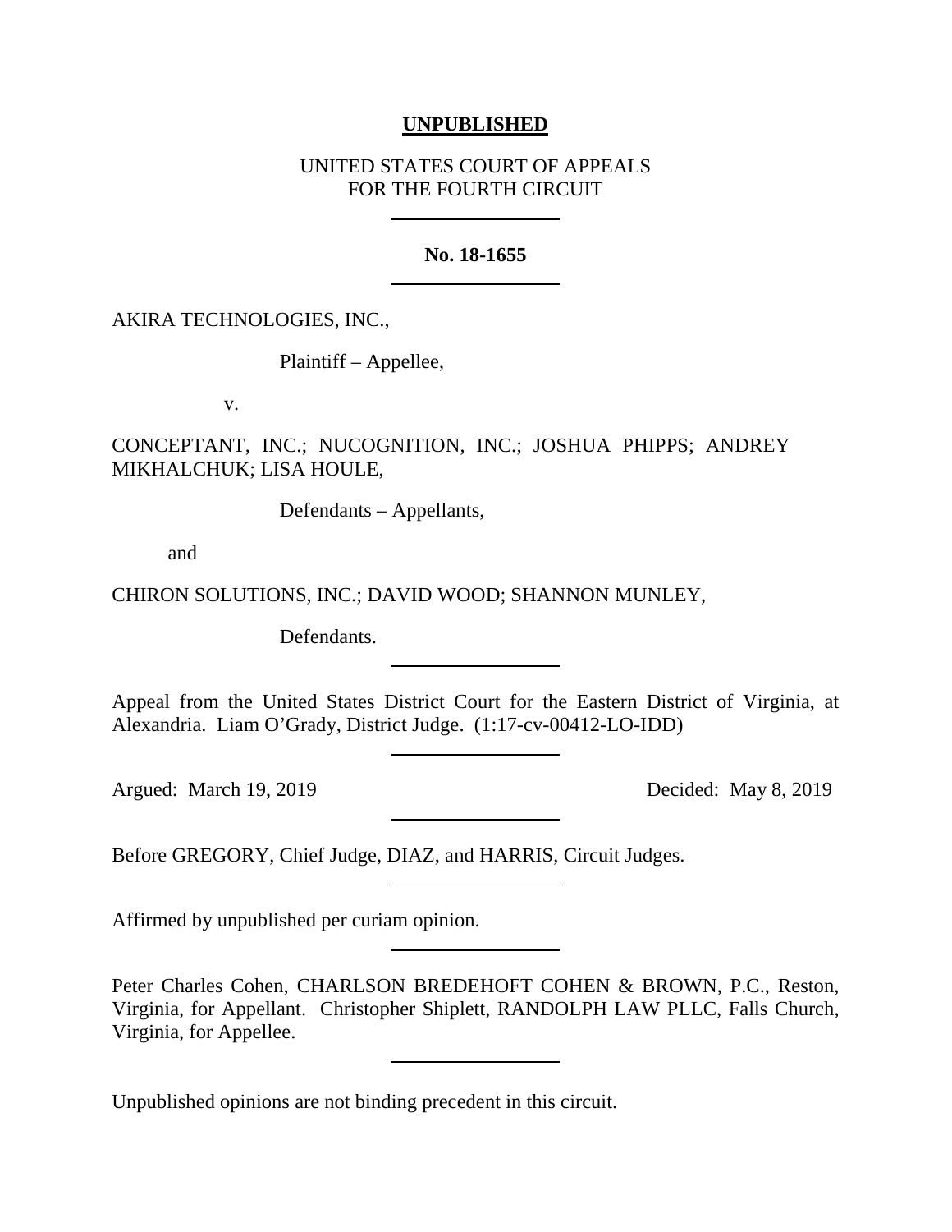**UNPUBLISHED**

UNITED STATES COURT OF APPEALS
FOR THE FOURTH CIRCUIT

---

**No. 18-1655**

---

AKIRA TECHNOLOGIES, INC.,

Plaintiff – Appellee,

v.

CONCEPTANT, INC.; NUCOGNITION, INC.; JOSHUA PHIPPS; ANDREY MIKHALCHUK; LISA HOULE,

Defendants – Appellants,

and

CHIRON SOLUTIONS, INC.; DAVID WOOD; SHANNON MUNLEY,

Defendants.

---

Appeal from the United States District Court for the Eastern District of Virginia, at Alexandria. Liam O'Grady, District Judge. (1:17-cv-00412-LO-IDD)

---

Argued: March 19, 2019 Decided: May 8, 2019

---

Before GREGORY, Chief Judge, DIAZ, and HARRIS, Circuit Judges.

---

Affirmed by unpublished per curiam opinion.

---

Peter Charles Cohen, CHARLSON BREDEHOFT COHEN & BROWN, P.C., Reston, Virginia, for Appellant. Christopher Shiplett, RANDOLPH LAW PLLC, Falls Church, Virginia, for Appellee.

---

Unpublished opinions are not binding precedent in this circuit.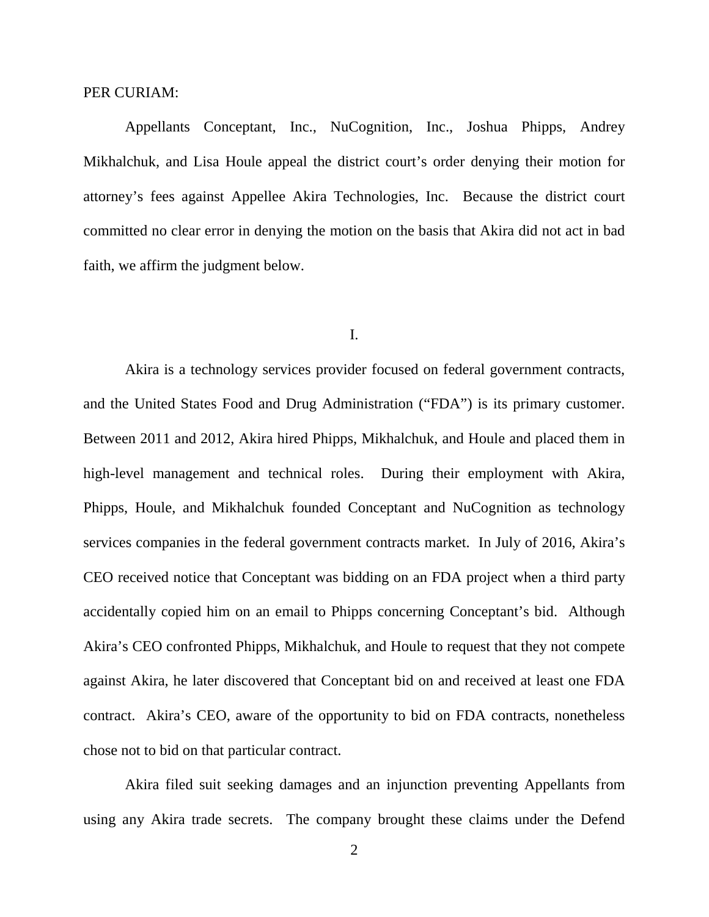PER CURIAM:

Appellants Conceptant, Inc., NuCognition, Inc., Joshua Phipps, Andrey Mikhalchuk, and Lisa Houle appeal the district court's order denying their motion for attorney's fees against Appellee Akira Technologies, Inc. Because the district court committed no clear error in denying the motion on the basis that Akira did not act in bad faith, we affirm the judgment below.

## I.

Akira is a technology services provider focused on federal government contracts, and the United States Food and Drug Administration ("FDA") is its primary customer. Between 2011 and 2012, Akira hired Phipps, Mikhalchuk, and Houle and placed them in high-level management and technical roles. During their employment with Akira, Phipps, Houle, and Mikhalchuk founded Conceptant and NuCognition as technology services companies in the federal government contracts market. In July of 2016, Akira's CEO received notice that Conceptant was bidding on an FDA project when a third party accidentally copied him on an email to Phipps concerning Conceptant's bid. Although Akira's CEO confronted Phipps, Mikhalchuk, and Houle to request that they not compete against Akira, he later discovered that Conceptant bid on and received at least one FDA contract. Akira's CEO, aware of the opportunity to bid on FDA contracts, nonetheless chose not to bid on that particular contract.

Akira filed suit seeking damages and an injunction preventing Appellants from using any Akira trade secrets. The company brought these claims under the Defend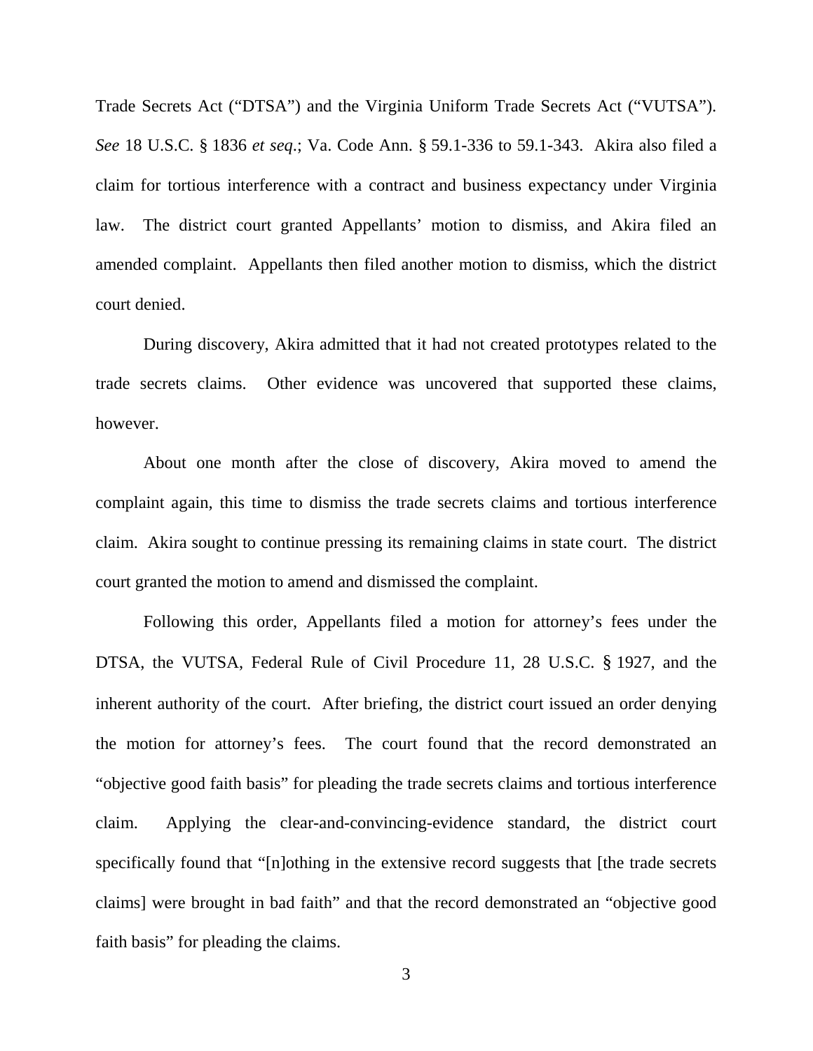Trade Secrets Act ("DTSA") and the Virginia Uniform Trade Secrets Act ("VUTSA"). *See* 18 U.S.C. § 1836 *et seq*.; Va. Code Ann. § 59.1-336 to 59.1-343. Akira also filed a claim for tortious interference with a contract and business expectancy under Virginia law. The district court granted Appellants' motion to dismiss, and Akira filed an amended complaint. Appellants then filed another motion to dismiss, which the district court denied.

During discovery, Akira admitted that it had not created prototypes related to the trade secrets claims. Other evidence was uncovered that supported these claims, however.

About one month after the close of discovery, Akira moved to amend the complaint again, this time to dismiss the trade secrets claims and tortious interference claim. Akira sought to continue pressing its remaining claims in state court. The district court granted the motion to amend and dismissed the complaint.

Following this order, Appellants filed a motion for attorney's fees under the DTSA, the VUTSA, Federal Rule of Civil Procedure 11, 28 U.S.C. § 1927, and the inherent authority of the court. After briefing, the district court issued an order denying the motion for attorney's fees. The court found that the record demonstrated an "objective good faith basis" for pleading the trade secrets claims and tortious interference claim. Applying the clear-and-convincing-evidence standard, the district court specifically found that "[n]othing in the extensive record suggests that [the trade secrets claims] were brought in bad faith" and that the record demonstrated an "objective good faith basis" for pleading the claims.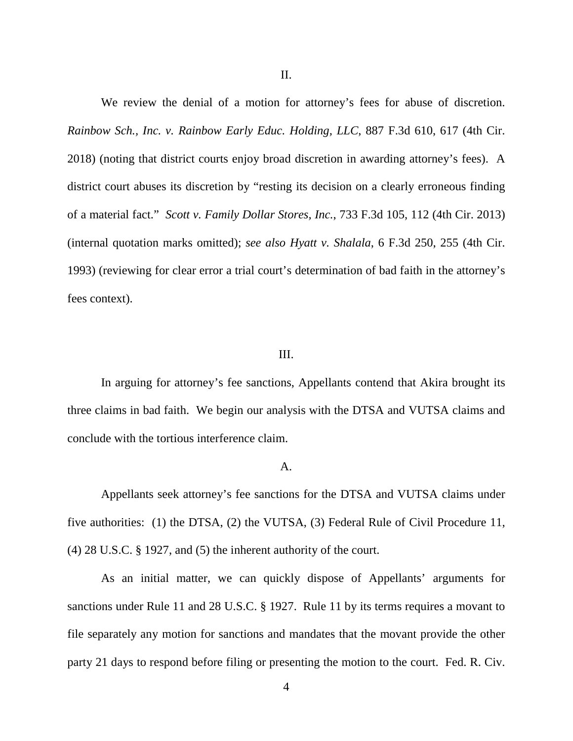## II.

We review the denial of a motion for attorney's fees for abuse of discretion. *Rainbow Sch., Inc. v. Rainbow Early Educ. Holding, LLC*, 887 F.3d 610, 617 (4th Cir. 2018) (noting that district courts enjoy broad discretion in awarding attorney's fees). A district court abuses its discretion by "resting its decision on a clearly erroneous finding of a material fact." *Scott v. Family Dollar Stores, Inc.*, 733 F.3d 105, 112 (4th Cir. 2013) (internal quotation marks omitted); *see also Hyatt v. Shalala*, 6 F.3d 250, 255 (4th Cir. 1993) (reviewing for clear error a trial court's determination of bad faith in the attorney's fees context).

## III.

In arguing for attorney's fee sanctions, Appellants contend that Akira brought its three claims in bad faith. We begin our analysis with the DTSA and VUTSA claims and conclude with the tortious interference claim.

### A.

Appellants seek attorney's fee sanctions for the DTSA and VUTSA claims under five authorities: (1) the DTSA, (2) the VUTSA, (3) Federal Rule of Civil Procedure 11, (4) 28 U.S.C. § 1927, and (5) the inherent authority of the court.

As an initial matter, we can quickly dispose of Appellants' arguments for sanctions under Rule 11 and 28 U.S.C. § 1927. Rule 11 by its terms requires a movant to file separately any motion for sanctions and mandates that the movant provide the other party 21 days to respond before filing or presenting the motion to the court. Fed. R. Civ.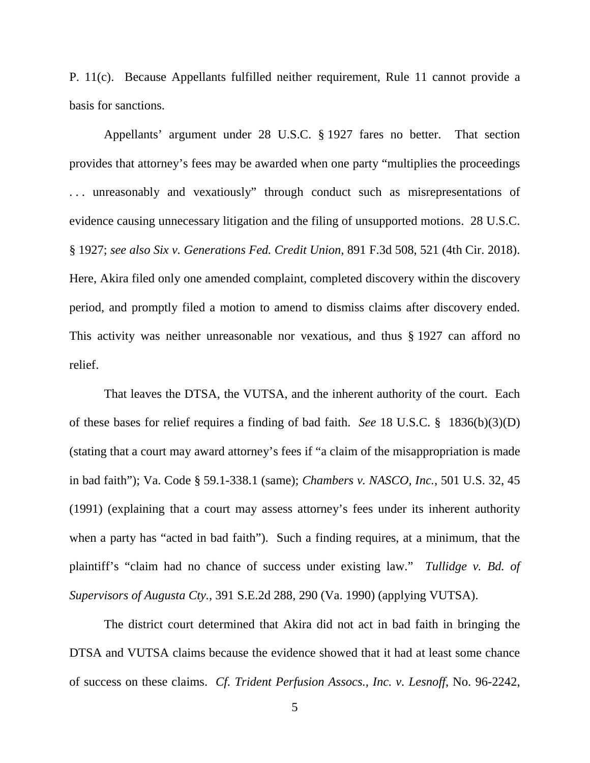P. 11(c). Because Appellants fulfilled neither requirement, Rule 11 cannot provide a basis for sanctions.

Appellants' argument under 28 U.S.C. § 1927 fares no better. That section provides that attorney's fees may be awarded when one party "multiplies the proceedings . . . unreasonably and vexatiously" through conduct such as misrepresentations of evidence causing unnecessary litigation and the filing of unsupported motions. 28 U.S.C. § 1927; *see also Six v. Generations Fed. Credit Union*, 891 F.3d 508, 521 (4th Cir. 2018). Here, Akira filed only one amended complaint, completed discovery within the discovery period, and promptly filed a motion to amend to dismiss claims after discovery ended. This activity was neither unreasonable nor vexatious, and thus § 1927 can afford no relief.

That leaves the DTSA, the VUTSA, and the inherent authority of the court. Each of these bases for relief requires a finding of bad faith. *See* 18 U.S.C. § 1836(b)(3)(D) (stating that a court may award attorney's fees if "a claim of the misappropriation is made in bad faith"); Va. Code § 59.1-338.1 (same); *Chambers v. NASCO, Inc.*, 501 U.S. 32, 45 (1991) (explaining that a court may assess attorney's fees under its inherent authority when a party has "acted in bad faith"). Such a finding requires, at a minimum, that the plaintiff's "claim had no chance of success under existing law." *Tullidge v. Bd. of Supervisors of Augusta Cty.*, 391 S.E.2d 288, 290 (Va. 1990) (applying VUTSA).

The district court determined that Akira did not act in bad faith in bringing the DTSA and VUTSA claims because the evidence showed that it had at least some chance of success on these claims. *Cf. Trident Perfusion Assocs., Inc. v. Lesnoff*, No. 96-2242,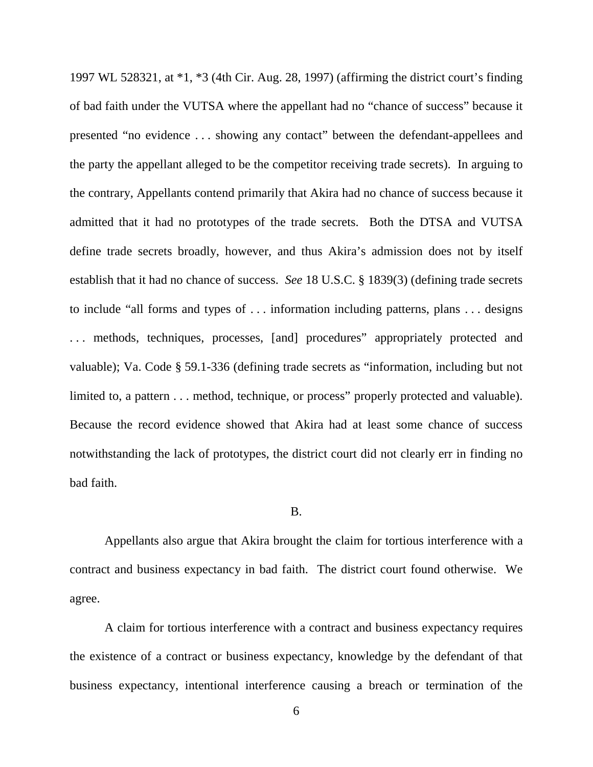1997 WL 528321, at *1, *3 (4th Cir. Aug. 28, 1997) (affirming the district court's finding of bad faith under the VUTSA where the appellant had no "chance of success" because it presented "no evidence . . . showing any contact" between the defendant-appellees and the party the appellant alleged to be the competitor receiving trade secrets). In arguing to the contrary, Appellants contend primarily that Akira had no chance of success because it admitted that it had no prototypes of the trade secrets. Both the DTSA and VUTSA define trade secrets broadly, however, and thus Akira's admission does not by itself establish that it had no chance of success. *See* 18 U.S.C. § 1839(3) (defining trade secrets to include "all forms and types of . . . information including patterns, plans . . . designs . . . methods, techniques, processes, [and] procedures" appropriately protected and valuable); Va. Code § 59.1-336 (defining trade secrets as "information, including but not limited to, a pattern . . . method, technique, or process" properly protected and valuable). Because the record evidence showed that Akira had at least some chance of success notwithstanding the lack of prototypes, the district court did not clearly err in finding no bad faith.

B.

Appellants also argue that Akira brought the claim for tortious interference with a contract and business expectancy in bad faith. The district court found otherwise. We agree.

A claim for tortious interference with a contract and business expectancy requires the existence of a contract or business expectancy, knowledge by the defendant of that business expectancy, intentional interference causing a breach or termination of the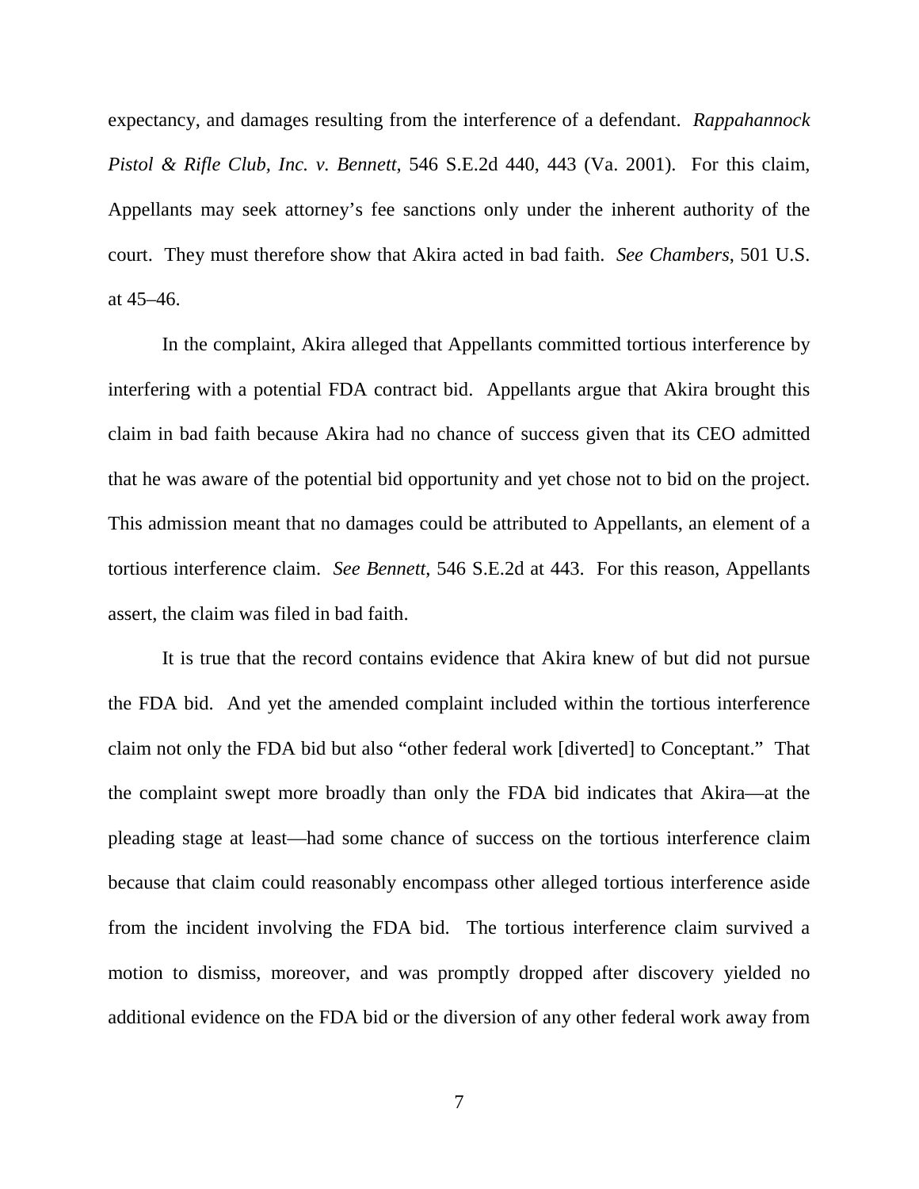expectancy, and damages resulting from the interference of a defendant. *Rappahannock Pistol & Rifle Club, Inc. v. Bennett*, 546 S.E.2d 440, 443 (Va. 2001). For this claim, Appellants may seek attorney's fee sanctions only under the inherent authority of the court. They must therefore show that Akira acted in bad faith. *See Chambers*, 501 U.S. at 45–46.

In the complaint, Akira alleged that Appellants committed tortious interference by interfering with a potential FDA contract bid. Appellants argue that Akira brought this claim in bad faith because Akira had no chance of success given that its CEO admitted that he was aware of the potential bid opportunity and yet chose not to bid on the project. This admission meant that no damages could be attributed to Appellants, an element of a tortious interference claim. *See Bennett*, 546 S.E.2d at 443. For this reason, Appellants assert, the claim was filed in bad faith.

It is true that the record contains evidence that Akira knew of but did not pursue the FDA bid. And yet the amended complaint included within the tortious interference claim not only the FDA bid but also "other federal work [diverted] to Conceptant." That the complaint swept more broadly than only the FDA bid indicates that Akira—at the pleading stage at least—had some chance of success on the tortious interference claim because that claim could reasonably encompass other alleged tortious interference aside from the incident involving the FDA bid. The tortious interference claim survived a motion to dismiss, moreover, and was promptly dropped after discovery yielded no additional evidence on the FDA bid or the diversion of any other federal work away from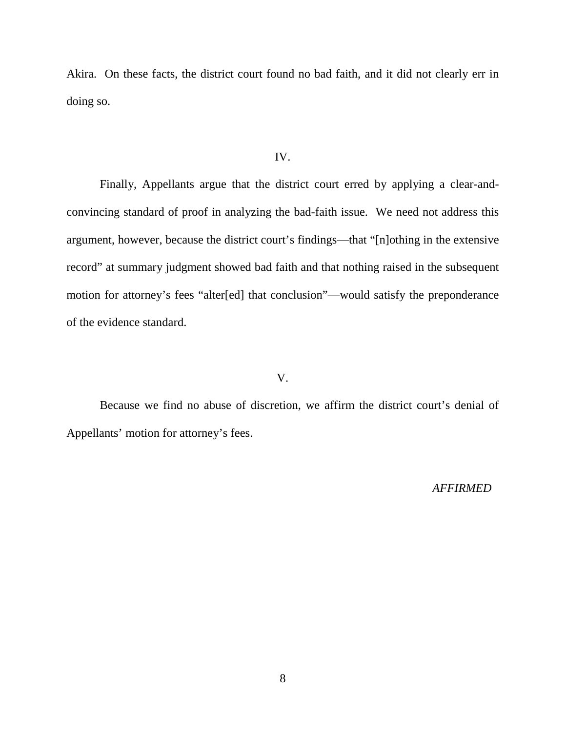Akira. On these facts, the district court found no bad faith, and it did not clearly err in doing so.

## IV.

Finally, Appellants argue that the district court erred by applying a clear-and-convincing standard of proof in analyzing the bad-faith issue. We need not address this argument, however, because the district court's findings—that "[n]othing in the extensive record" at summary judgment showed bad faith and that nothing raised in the subsequent motion for attorney's fees "alter[ed] that conclusion"—would satisfy the preponderance of the evidence standard.

## V.

Because we find no abuse of discretion, we affirm the district court's denial of Appellants' motion for attorney's fees.

*AFFIRMED*